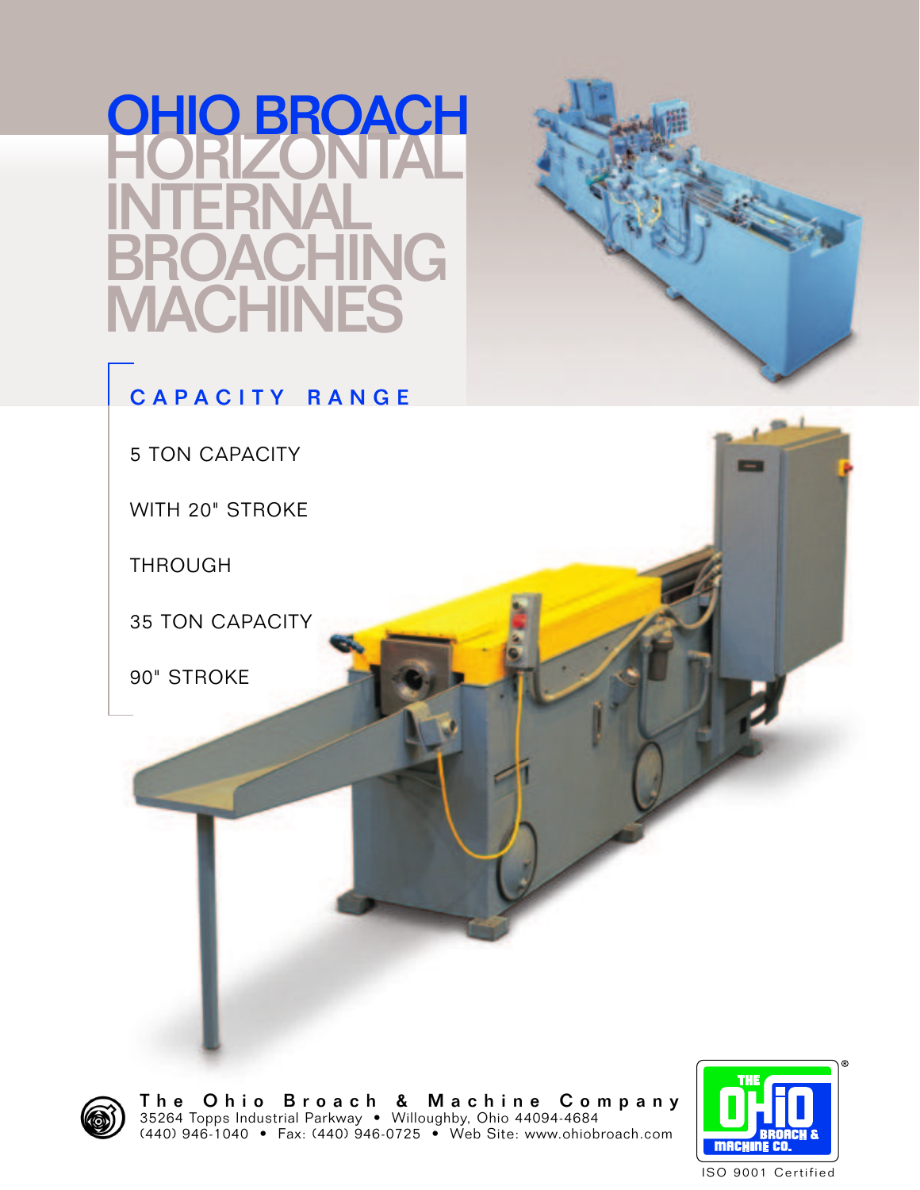# OHIO BROACH HORIZONTAL INTERNAL BROACHING MACHINES

## CAPACITY RANGE

5 TON CAPACITY

WITH 20" STROKE

THROUGH

35 TON CAPACITY

90" STROKE

**The Ohio Broach & Machine Company**
35264 Topps Industrial Parkway • Willoughby, Ohio 44094-4684
(440) 946-1040 • Fax: (440) 946-0725 • Web Site: www.ohiobroach.com

THE OHIO BROACH & MACHINE CO.®

ISO 9001 Certified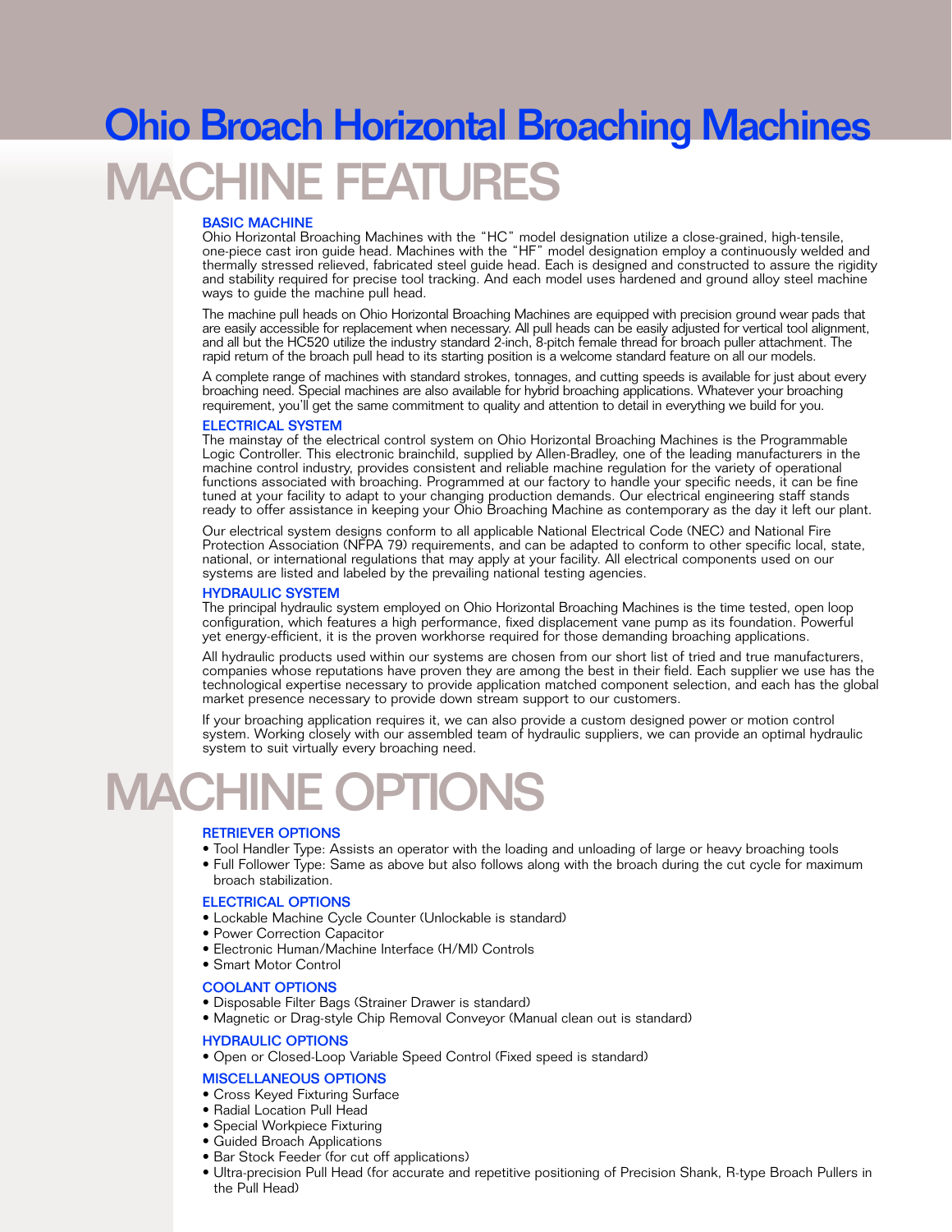# Ohio Broach Horizontal Broaching Machines

# MACHINE FEATURES

### BASIC MACHINE

Ohio Horizontal Broaching Machines with the "HC" model designation utilize a close-grained, high-tensile, one-piece cast iron guide head. Machines with the "HF" model designation employ a continuously welded and thermally stressed relieved, fabricated steel guide head. Each is designed and constructed to assure the rigidity and stability required for precise tool tracking. And each model uses hardened and ground alloy steel machine ways to guide the machine pull head.

The machine pull heads on Ohio Horizontal Broaching Machines are equipped with precision ground wear pads that are easily accessible for replacement when necessary. All pull heads can be easily adjusted for vertical tool alignment, and all but the HC520 utilize the industry standard 2-inch, 8-pitch female thread for broach puller attachment. The rapid return of the broach pull head to its starting position is a welcome standard feature on all our models.

A complete range of machines with standard strokes, tonnages, and cutting speeds is available for just about every broaching need. Special machines are also available for hybrid broaching applications. Whatever your broaching requirement, you'll get the same commitment to quality and attention to detail in everything we build for you.

### ELECTRICAL SYSTEM

The mainstay of the electrical control system on Ohio Horizontal Broaching Machines is the Programmable Logic Controller. This electronic brainchild, supplied by Allen-Bradley, one of the leading manufacturers in the machine control industry, provides consistent and reliable machine regulation for the variety of operational functions associated with broaching. Programmed at our factory to handle your specific needs, it can be fine tuned at your facility to adapt to your changing production demands. Our electrical engineering staff stands ready to offer assistance in keeping your Ohio Broaching Machine as contemporary as the day it left our plant.

Our electrical system designs conform to all applicable National Electrical Code (NEC) and National Fire Protection Association (NFPA 79) requirements, and can be adapted to conform to other specific local, state, national, or international regulations that may apply at your facility. All electrical components used on our systems are listed and labeled by the prevailing national testing agencies.

### HYDRAULIC SYSTEM

The principal hydraulic system employed on Ohio Horizontal Broaching Machines is the time tested, open loop configuration, which features a high performance, fixed displacement vane pump as its foundation. Powerful yet energy-efficient, it is the proven workhorse required for those demanding broaching applications.

All hydraulic products used within our systems are chosen from our short list of tried and true manufacturers, companies whose reputations have proven they are among the best in their field. Each supplier we use has the technological expertise necessary to provide application matched component selection, and each has the global market presence necessary to provide down stream support to our customers.

If your broaching application requires it, we can also provide a custom designed power or motion control system. Working closely with our assembled team of hydraulic suppliers, we can provide an optimal hydraulic system to suit virtually every broaching need.

# MACHINE OPTIONS

### RETRIEVER OPTIONS

- Tool Handler Type: Assists an operator with the loading and unloading of large or heavy broaching tools
- Full Follower Type: Same as above but also follows along with the broach during the cut cycle for maximum broach stabilization.

### ELECTRICAL OPTIONS

- Lockable Machine Cycle Counter (Unlockable is standard)
- Power Correction Capacitor
- Electronic Human/Machine Interface (H/MI) Controls
- Smart Motor Control

### COOLANT OPTIONS

- Disposable Filter Bags (Strainer Drawer is standard)
- Magnetic or Drag-style Chip Removal Conveyor (Manual clean out is standard)

### HYDRAULIC OPTIONS

- Open or Closed-Loop Variable Speed Control (Fixed speed is standard)

### MISCELLANEOUS OPTIONS

- Cross Keyed Fixturing Surface
- Radial Location Pull Head
- Special Workpiece Fixturing
- Guided Broach Applications
- Bar Stock Feeder (for cut off applications)
- Ultra-precision Pull Head (for accurate and repetitive positioning of Precision Shank, R-type Broach Pullers in the Pull Head)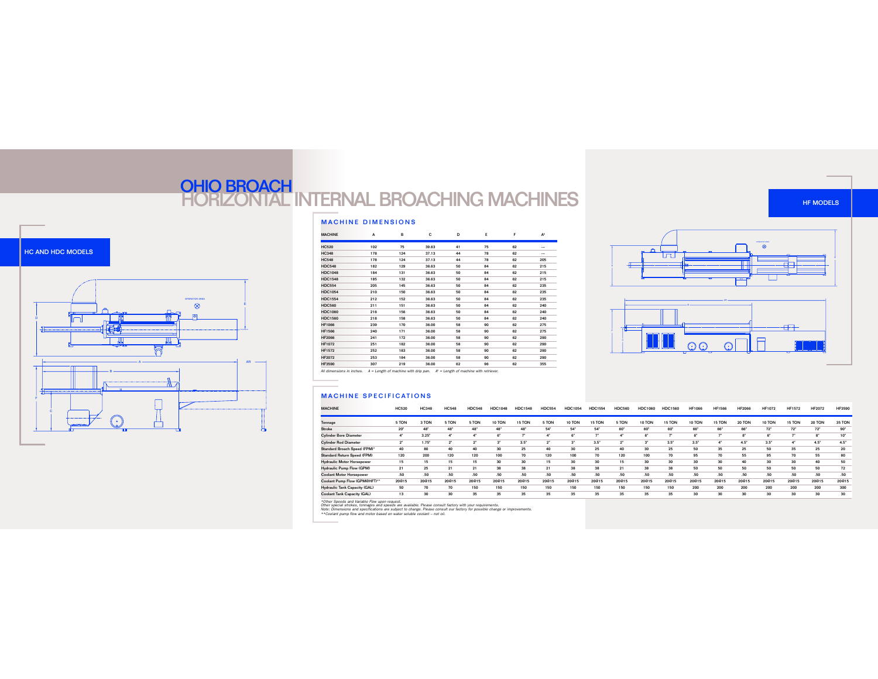# OHIO BROACH
# HORIZONTAL INTERNAL BROACHING MACHINES

## HC AND HDC MODELS

## HF MODELS

## MACHINE DIMENSIONS

| MACHINE | A | B | C | D | E | F | A¹ |
|---|---|---|---|---|---|---|---|
| HC520 | 102 | 75 | 39.63 | 41 | 75 | 62 | --- |
| HC348 | 178 | 124 | 37.13 | 44 | 78 | 62 | --- |
| HC548 | 178 | 124 | 37.13 | 44 | 78 | 62 | 205 |
| HDC548 | 182 | 129 | 36.63 | 50 | 84 | 62 | 215 |
| HDC1048 | 184 | 131 | 36.63 | 50 | 84 | 62 | 215 |
| HDC1548 | 185 | 132 | 36.63 | 50 | 84 | 62 | 215 |
| HDC554 | 205 | 145 | 36.63 | 50 | 84 | 62 | 235 |
| HDC1054 | 210 | 150 | 36.63 | 50 | 84 | 62 | 235 |
| HDC1554 | 212 | 152 | 36.63 | 50 | 84 | 62 | 235 |
| HDC560 | 211 | 151 | 36.63 | 50 | 84 | 62 | 240 |
| HDC1060 | 216 | 156 | 36.63 | 50 | 84 | 62 | 240 |
| HDC1560 | 218 | 158 | 36.63 | 50 | 84 | 62 | 240 |
| HF1066 | 239 | 170 | 36.00 | 58 | 90 | 62 | 275 |
| HF1566 | 240 | 171 | 36.00 | 58 | 90 | 62 | 275 |
| HF2066 | 241 | 172 | 36.00 | 58 | 90 | 62 | 290 |
| HF1072 | 251 | 182 | 36.00 | 58 | 90 | 62 | 290 |
| HF1572 | 252 | 183 | 36.00 | 58 | 90 | 62 | 290 |
| HF2072 | 253 | 184 | 36.00 | 58 | 90 | 62 | 290 |
| HF3590 | 307 | 219 | 36.00 | 62 | 96 | 62 | 355 |

*All dimensions in inches. A = Length of machine with drip pan. A¹ = Length of machine with retriever.*

## MACHINE SPECIFICATIONS

| MACHINE | HC520 | HC348 | HC548 | HDC548 | HDC1048 | HDC1548 | HDC554 | HDC1054 | HDC1554 | HDC560 | HDC1060 | HDC1560 | HF1066 | HF1566 | HF2066 | HF1072 | HF1572 | HF2072 | HF3590 |
|---|---|---|---|---|---|---|---|---|---|---|---|---|---|---|---|---|---|---|---|
| Tonnage | 5 TON | 3 TON | 5 TON | 5 TON | 10 TON | 15 TON | 5 TON | 10 TON | 15 TON | 5 TON | 10 TON | 15 TON | 10 TON | 15 TON | 20 TON | 10 TON | 15 TON | 20 TON | 35 TON |
| Stroke | 20" | 48" | 48" | 48" | 48" | 48" | 54" | 54" | 54" | 60" | 60" | 60" | 66" | 66" | 66" | 72" | 72" | 72" | 90" |
| Cylinder Bore Diameter | 4" | 3.25" | 4" | 4" | 6" | 7" | 4" | 6" | 7" | 4" | 6" | 7" | 6" | 7" | 8" | 6" | 7" | 8" | 10" |
| Cylinder Rod Diameter | 2" | 1.75" | 2" | 2" | 3" | 3.5" | 2" | 3" | 3.5" | 2" | 3" | 3.5" | 3.5" | 4" | 4.5" | 3.5" | 4" | 4.5" | 4.5" |
| Standard Broach Speed (FPM)* | 40 | 80 | 40 | 40 | 30 | 25 | 40 | 30 | 25 | 40 | 30 | 25 | 50 | 35 | 25 | 50 | 35 | 25 | 20 |
| Standard Return Speed (FPM) | 120 | 200 | 120 | 120 | 100 | 70 | 120 | 100 | 70 | 120 | 100 | 70 | 95 | 70 | 55 | 95 | 70 | 55 | 80 |
| Hydraulic Motor Horsepower | 15 | 15 | 15 | 15 | 30 | 30 | 15 | 30 | 30 | 15 | 30 | 30 | 30 | 30 | 40 | 30 | 30 | 40 | 50 |
| Hydraulic Pump Flow (GPM) | 21 | 25 | 21 | 21 | 38 | 38 | 21 | 38 | 38 | 21 | 38 | 38 | 50 | 50 | 50 | 50 | 50 | 50 | 72 |
| Coolant Motor Horsepower | .50 | .50 | .50 | .50 | .50 | .50 | .50 | .50 | .50 | .50 | .50 | .50 | .50 | .50 | .50 | .50 | .50 | .50 | .50 |
| Coolant Pump Flow (GPM@HFT)** | 20@15 | 20@15 | 20@15 | 20@15 | 20@15 | 20@15 | 20@15 | 20@15 | 20@15 | 20@15 | 20@15 | 20@15 | 20@15 | 20@15 | 20@15 | 20@15 | 20@15 | 20@15 | 20@15 |
| Hydraulic Tank Capacity (GAL) | 50 | 70 | 70 | 150 | 150 | 150 | 150 | 150 | 150 | 150 | 150 | 150 | 200 | 200 | 200 | 200 | 200 | 200 | 300 |
| Coolant Tank Capacity (GAL) | 13 | 30 | 30 | 35 | 35 | 35 | 35 | 35 | 35 | 35 | 35 | 35 | 30 | 30 | 30 | 30 | 30 | 30 | 30 |

*\*Other Speeds and Variable Flow upon request.*
*Other special strokes, tonnages and speeds are available. Please consult factory with your requirements.*
*Note: Dimensions and specifications are subject to change. Please consult our factory for possible change or improvements.*
*\*\*Coolant pump flow and motor based on water soluble coolant – not oil.*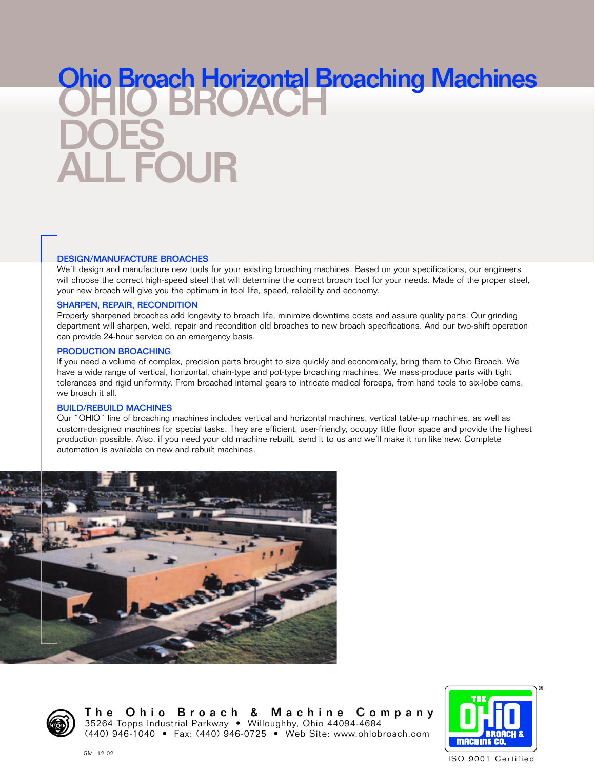# Ohio Broach Horizontal Broaching Machines

# OHIO BROACH DOES ALL FOUR

### DESIGN/MANUFACTURE BROACHES

We'll design and manufacture new tools for your existing broaching machines. Based on your specifications, our engineers will choose the correct high-speed steel that will determine the correct broach tool for your needs. Made of the proper steel, your new broach will give you the optimum in tool life, speed, reliability and economy.

### SHARPEN, REPAIR, RECONDITION

Properly sharpened broaches add longevity to broach life, minimize downtime costs and assure quality parts. Our grinding department will sharpen, weld, repair and recondition old broaches to new broach specifications. And our two-shift operation can provide 24-hour service on an emergency basis.

### PRODUCTION BROACHING

If you need a volume of complex, precision parts brought to size quickly and economically, bring them to Ohio Broach. We have a wide range of vertical, horizontal, chain-type and pot-type broaching machines. We mass-produce parts with tight tolerances and rigid uniformity. From broached internal gears to intricate medical forceps, from hand tools to six-lobe cams, we broach it all.

### BUILD/REBUILD MACHINES

Our "OHIO" line of broaching machines includes vertical and horizontal machines, vertical table-up machines, as well as custom-designed machines for special tasks. They are efficient, user-friendly, occupy little floor space and provide the highest production possible. Also, if you need your old machine rebuilt, send it to us and we'll make it run like new. Complete automation is available on new and rebuilt machines.

**The Ohio Broach & Machine Company**
35264 Topps Industrial Parkway • Willoughby, Ohio 44094-4684
(440) 946-1040 • Fax: (440) 946-0725 • Web Site: www.ohiobroach.com

THE OHIO BROACH & MACHINE CO.®

ISO 9001 Certified

5M 12-02